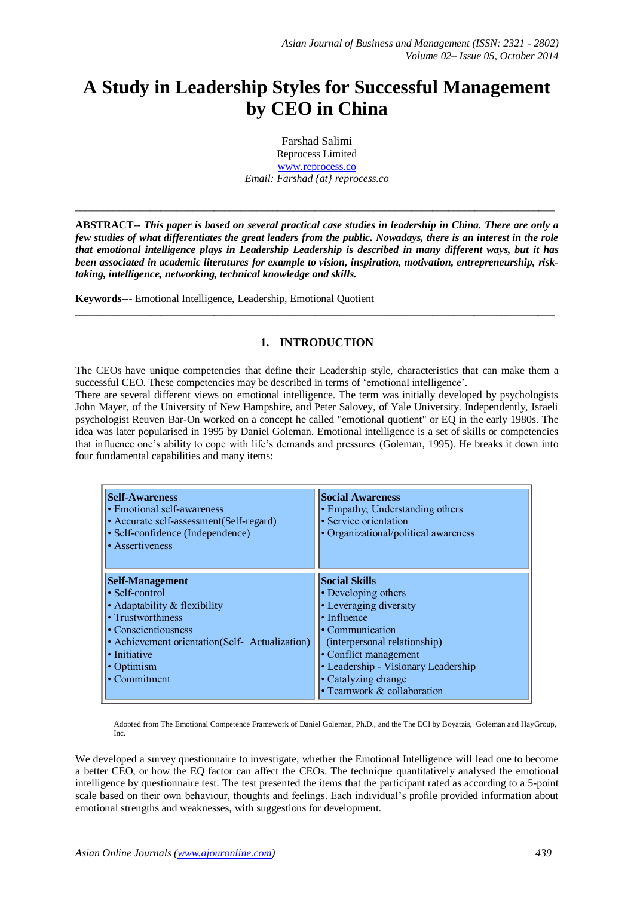# A Study in Leadership Styles for Successful Management by CEO in China

Farshad Salimi
Reprocess Limited
www.reprocess.co
*Email: Farshad {at} reprocess.co*

---

**ABSTRACT**-- ***This paper is based on several practical case studies in leadership in China. There are only a few studies of what differentiates the great leaders from the public. Nowadays, there is an interest in the role that emotional intelligence plays in Leadership Leadership is described in many different ways, but it has been associated in academic literatures for example to vision, inspiration, motivation, entrepreneurship, risk-taking, intelligence, networking, technical knowledge and skills.***

**Keywords**--- Emotional Intelligence, Leadership, Emotional Quotient

---

## 1. INTRODUCTION

The CEOs have unique competencies that define their Leadership style, characteristics that can make them a successful CEO. These competencies may be described in terms of 'emotional intelligence'.

There are several different views on emotional intelligence. The term was initially developed by psychologists John Mayer, of the University of New Hampshire, and Peter Salovey, of Yale University. Independently, Israeli psychologist Reuven Bar-On worked on a concept he called "emotional quotient" or EQ in the early 1980s. The idea was later popularised in 1995 by Daniel Goleman. Emotional intelligence is a set of skills or competencies that influence one's ability to cope with life's demands and pressures (Goleman, 1995). He breaks it down into four fundamental capabilities and many items:

| | |
|---|---|
| **Self-Awareness**<br>• Emotional self-awareness<br>• Accurate self-assessment(Self-regard)<br>• Self-confidence (Independence)<br>• Assertiveness | **Social Awareness**<br>• Empathy; Understanding others<br>• Service orientation<br>• Organizational/political awareness |
| **Self-Management**<br>• Self-control<br>• Adaptability & flexibility<br>• Trustworthiness<br>• Conscientiousness<br>• Achievement orientation(Self- Actualization)<br>• Initiative<br>• Optimism<br>• Commitment | **Social Skills**<br>• Developing others<br>• Leveraging diversity<br>• Influence<br>• Communication (interpersonal relationship)<br>• Conflict management<br>• Leadership - Visionary Leadership<br>• Catalyzing change<br>• Teamwork & collaboration |

Adopted from The Emotional Competence Framework of Daniel Goleman, Ph.D., and the The ECI by Boyatzis, Goleman and HayGroup, Inc.

We developed a survey questionnaire to investigate, whether the Emotional Intelligence will lead one to become a better CEO, or how the EQ factor can affect the CEOs. The technique quantitatively analysed the emotional intelligence by questionnaire test. The test presented the items that the participant rated as according to a 5-point scale based on their own behaviour, thoughts and feelings. Each individual's profile provided information about emotional strengths and weaknesses, with suggestions for development.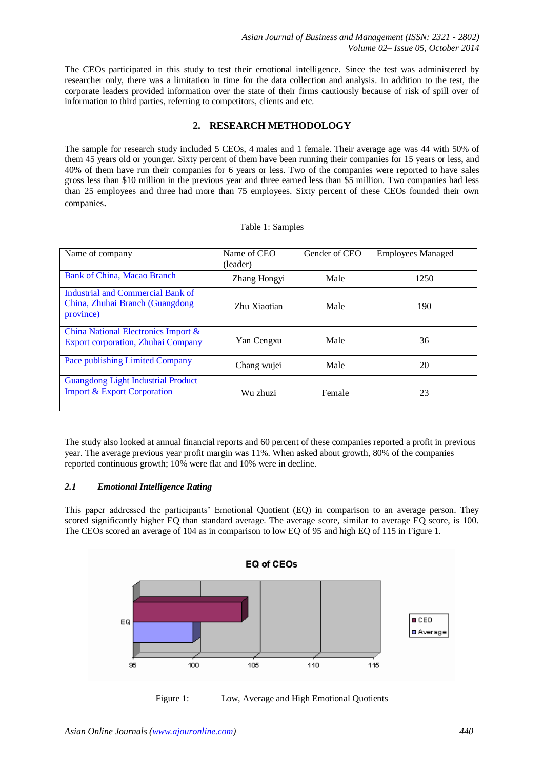The CEOs participated in this study to test their emotional intelligence. Since the test was administered by researcher only, there was a limitation in time for the data collection and analysis. In addition to the test, the corporate leaders provided information over the state of their firms cautiously because of risk of spill over of information to third parties, referring to competitors, clients and etc.

## 2. RESEARCH METHODOLOGY

The sample for research study included 5 CEOs, 4 males and 1 female. Their average age was 44 with 50% of them 45 years old or younger. Sixty percent of them have been running their companies for 15 years or less, and 40% of them have run their companies for 6 years or less. Two of the companies were reported to have sales gross less than $10 million in the previous year and three earned less than $5 million. Two companies had less than 25 employees and three had more than 75 employees. Sixty percent of these CEOs founded their own companies.

Table 1: Samples

| Name of company | Name of CEO (leader) | Gender of CEO | Employees Managed |
|---|---|---|---|
| Bank of China, Macao Branch | Zhang Hongyi | Male | 1250 |
| Industrial and Commercial Bank of China, Zhuhai Branch (Guangdong province) | Zhu Xiaotian | Male | 190 |
| China National Electronics Import & Export corporation, Zhuhai Company | Yan Cengxu | Male | 36 |
| Pace publishing Limited Company | Chang wujei | Male | 20 |
| Guangdong Light Industrial Product Import & Export Corporation | Wu zhuzi | Female | 23 |

The study also looked at annual financial reports and 60 percent of these companies reported a profit in previous year. The average previous year profit margin was 11%. When asked about growth, 80% of the companies reported continuous growth; 10% were flat and 10% were in decline.

### *2.1 Emotional Intelligence Rating*

This paper addressed the participants' Emotional Quotient (EQ) in comparison to an average person. They scored significantly higher EQ than standard average. The average score, similar to average EQ score, is 100. The CEOs scored an average of 104 as in comparison to low EQ of 95 and high EQ of 115 in Figure 1.

EQ of CEOs

EQ

CEO
Average

95
100
105
110
115

Figure 1: Low, Average and High Emotional Quotients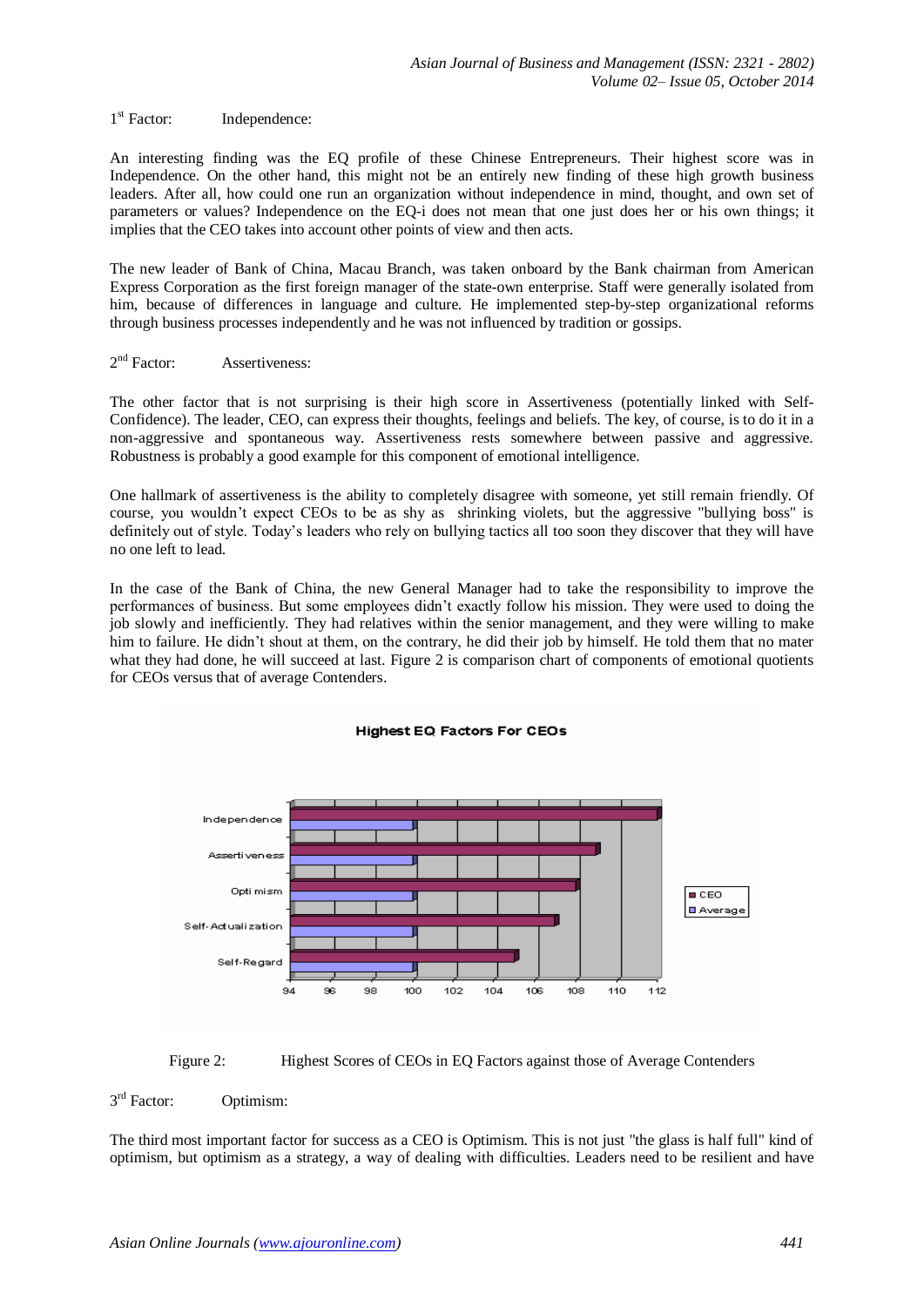1st Factor: Independence:

An interesting finding was the EQ profile of these Chinese Entrepreneurs. Their highest score was in Independence. On the other hand, this might not be an entirely new finding of these high growth business leaders. After all, how could one run an organization without independence in mind, thought, and own set of parameters or values? Independence on the EQ-i does not mean that one just does her or his own things; it implies that the CEO takes into account other points of view and then acts.

The new leader of Bank of China, Macau Branch, was taken onboard by the Bank chairman from American Express Corporation as the first foreign manager of the state-own enterprise. Staff were generally isolated from him, because of differences in language and culture. He implemented step-by-step organizational reforms through business processes independently and he was not influenced by tradition or gossips.

2nd Factor: Assertiveness:

The other factor that is not surprising is their high score in Assertiveness (potentially linked with Self-Confidence). The leader, CEO, can express their thoughts, feelings and beliefs. The key, of course, is to do it in a non-aggressive and spontaneous way. Assertiveness rests somewhere between passive and aggressive. Robustness is probably a good example for this component of emotional intelligence.

One hallmark of assertiveness is the ability to completely disagree with someone, yet still remain friendly. Of course, you wouldn't expect CEOs to be as shy as shrinking violets, but the aggressive "bullying boss" is definitely out of style. Today's leaders who rely on bullying tactics all too soon they discover that they will have no one left to lead.

In the case of the Bank of China, the new General Manager had to take the responsibility to improve the performances of business. But some employees didn't exactly follow his mission. They were used to doing the job slowly and inefficiently. They had relatives within the senior management, and they were willing to make him to failure. He didn't shout at them, on the contrary, he did their job by himself. He told them that no mater what they had done, he will succeed at last. Figure 2 is comparison chart of components of emotional quotients for CEOs versus that of average Contenders.

Highest EQ Factors For CEOs

Independence
Assertiveness
Optimism
Self-Actualization
Self-Regard

94 96 98 100 102 104 106 108 110 112

CEO
Average

Figure 2: Highest Scores of CEOs in EQ Factors against those of Average Contenders

3rd Factor: Optimism:

The third most important factor for success as a CEO is Optimism. This is not just "the glass is half full" kind of optimism, but optimism as a strategy, a way of dealing with difficulties. Leaders need to be resilient and have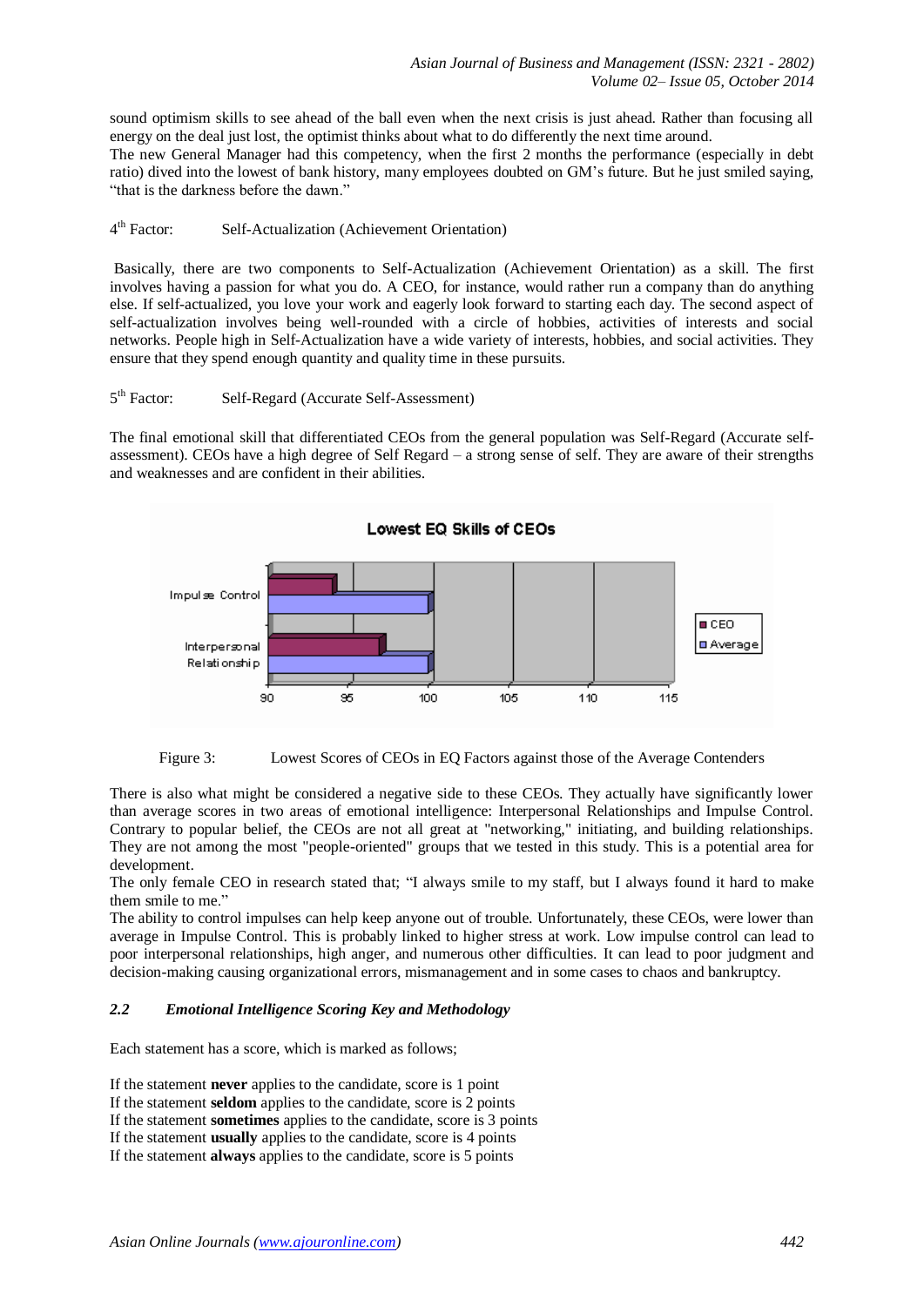sound optimism skills to see ahead of the ball even when the next crisis is just ahead. Rather than focusing all energy on the deal just lost, the optimist thinks about what to do differently the next time around.
The new General Manager had this competency, when the first 2 months the performance (especially in debt ratio) dived into the lowest of bank history, many employees doubted on GM's future. But he just smiled saying, "that is the darkness before the dawn."

4th Factor: Self-Actualization (Achievement Orientation)

Basically, there are two components to Self-Actualization (Achievement Orientation) as a skill. The first involves having a passion for what you do. A CEO, for instance, would rather run a company than do anything else. If self-actualized, you love your work and eagerly look forward to starting each day. The second aspect of self-actualization involves being well-rounded with a circle of hobbies, activities of interests and social networks. People high in Self-Actualization have a wide variety of interests, hobbies, and social activities. They ensure that they spend enough quantity and quality time in these pursuits.

5th Factor: Self-Regard (Accurate Self-Assessment)

The final emotional skill that differentiated CEOs from the general population was Self-Regard (Accurate self-assessment). CEOs have a high degree of Self Regard – a strong sense of self. They are aware of their strengths and weaknesses and are confident in their abilities.

Lowest EQ Skills of CEOs

Impulse Control
Interpersonal Relationship

90 95 100 105 110 115

CEO
Average

Figure 3: Lowest Scores of CEOs in EQ Factors against those of the Average Contenders

There is also what might be considered a negative side to these CEOs. They actually have significantly lower than average scores in two areas of emotional intelligence: Interpersonal Relationships and Impulse Control. Contrary to popular belief, the CEOs are not all great at "networking," initiating, and building relationships. They are not among the most "people-oriented" groups that we tested in this study. This is a potential area for development.
The only female CEO in research stated that; "I always smile to my staff, but I always found it hard to make them smile to me."
The ability to control impulses can help keep anyone out of trouble. Unfortunately, these CEOs, were lower than average in Impulse Control. This is probably linked to higher stress at work. Low impulse control can lead to poor interpersonal relationships, high anger, and numerous other difficulties. It can lead to poor judgment and decision-making causing organizational errors, mismanagement and in some cases to chaos and bankruptcy.

### *2.2 Emotional Intelligence Scoring Key and Methodology*

Each statement has a score, which is marked as follows;

If the statement **never** applies to the candidate, score is 1 point
If the statement **seldom** applies to the candidate, score is 2 points
If the statement **sometimes** applies to the candidate, score is 3 points
If the statement **usually** applies to the candidate, score is 4 points
If the statement **always** applies to the candidate, score is 5 points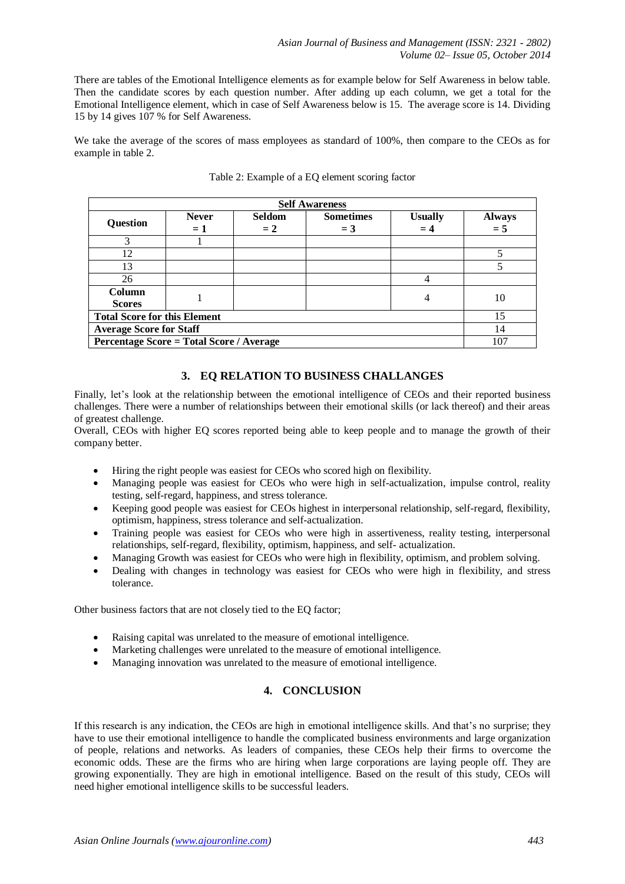There are tables of the Emotional Intelligence elements as for example below for Self Awareness in below table. Then the candidate scores by each question number. After adding up each column, we get a total for the Emotional Intelligence element, which in case of Self Awareness below is 15. The average score is 14. Dividing 15 by 14 gives 107 % for Self Awareness.

We take the average of the scores of mass employees as standard of 100%, then compare to the CEOs as for example in table 2.

Table 2: Example of a EQ element scoring factor

| **Self Awareness** | | | | | |
|---|---|---|---|---|---|
| **Question** | **Never = 1** | **Seldom = 2** | **Sometimes = 3** | **Usually = 4** | **Always = 5** |
| 3 | 1 | | | | |
| 12 | | | | | 5 |
| 13 | | | | | 5 |
| 26 | | | | 4 | |
| **Column Scores** | 1 | | | 4 | 10 |
| **Total Score for this Element** | | | | | 15 |
| **Average Score for Staff** | | | | | 14 |
| **Percentage Score = Total Score / Average** | | | | | 107 |

## 3. EQ RELATION TO BUSINESS CHALLANGES

Finally, let's look at the relationship between the emotional intelligence of CEOs and their reported business challenges. There were a number of relationships between their emotional skills (or lack thereof) and their areas of greatest challenge.

Overall, CEOs with higher EQ scores reported being able to keep people and to manage the growth of their company better.

- Hiring the right people was easiest for CEOs who scored high on flexibility.
- Managing people was easiest for CEOs who were high in self-actualization, impulse control, reality testing, self-regard, happiness, and stress tolerance.
- Keeping good people was easiest for CEOs highest in interpersonal relationship, self-regard, flexibility, optimism, happiness, stress tolerance and self-actualization.
- Training people was easiest for CEOs who were high in assertiveness, reality testing, interpersonal relationships, self-regard, flexibility, optimism, happiness, and self- actualization.
- Managing Growth was easiest for CEOs who were high in flexibility, optimism, and problem solving.
- Dealing with changes in technology was easiest for CEOs who were high in flexibility, and stress tolerance.

Other business factors that are not closely tied to the EQ factor;

- Raising capital was unrelated to the measure of emotional intelligence.
- Marketing challenges were unrelated to the measure of emotional intelligence.
- Managing innovation was unrelated to the measure of emotional intelligence.

## 4. CONCLUSION

If this research is any indication, the CEOs are high in emotional intelligence skills. And that's no surprise; they have to use their emotional intelligence to handle the complicated business environments and large organization of people, relations and networks. As leaders of companies, these CEOs help their firms to overcome the economic odds. These are the firms who are hiring when large corporations are laying people off. They are growing exponentially. They are high in emotional intelligence. Based on the result of this study, CEOs will need higher emotional intelligence skills to be successful leaders.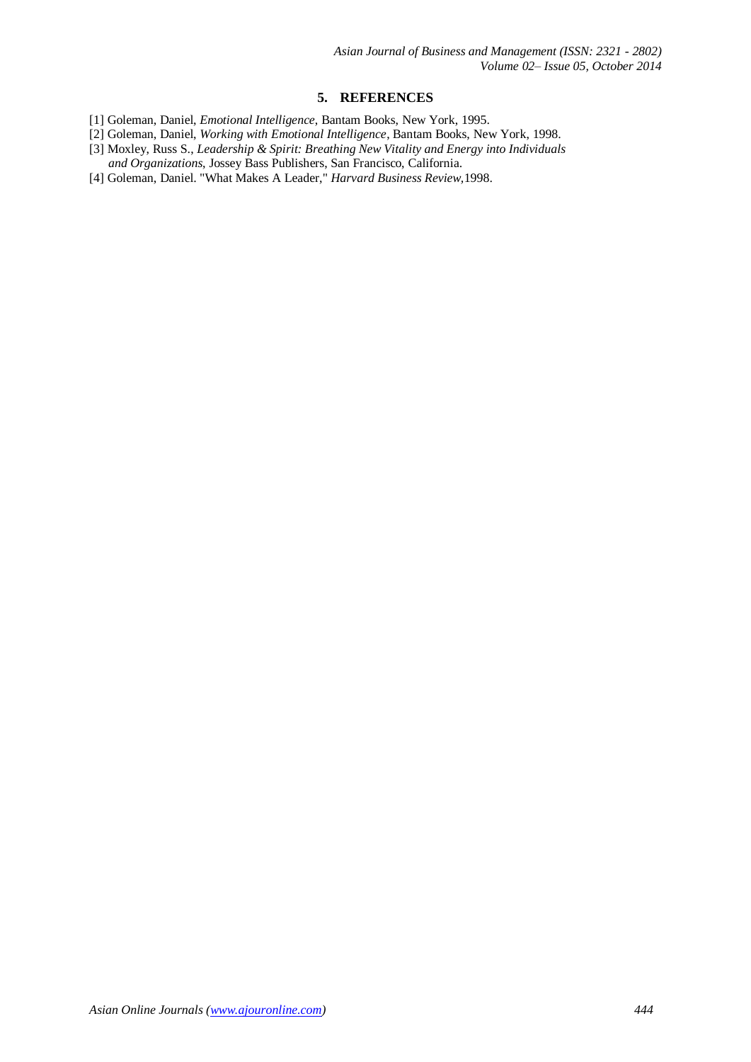## 5. REFERENCES

[1] Goleman, Daniel, *Emotional Intelligence*, Bantam Books, New York, 1995.

[2] Goleman, Daniel, *Working with Emotional Intelligence*, Bantam Books, New York, 1998.

[3] Moxley, Russ S., *Leadership & Spirit: Breathing New Vitality and Energy into Individuals and Organizations*, Jossey Bass Publishers, San Francisco, California.

[4] Goleman, Daniel. "What Makes A Leader," *Harvard Business Review,*1998.